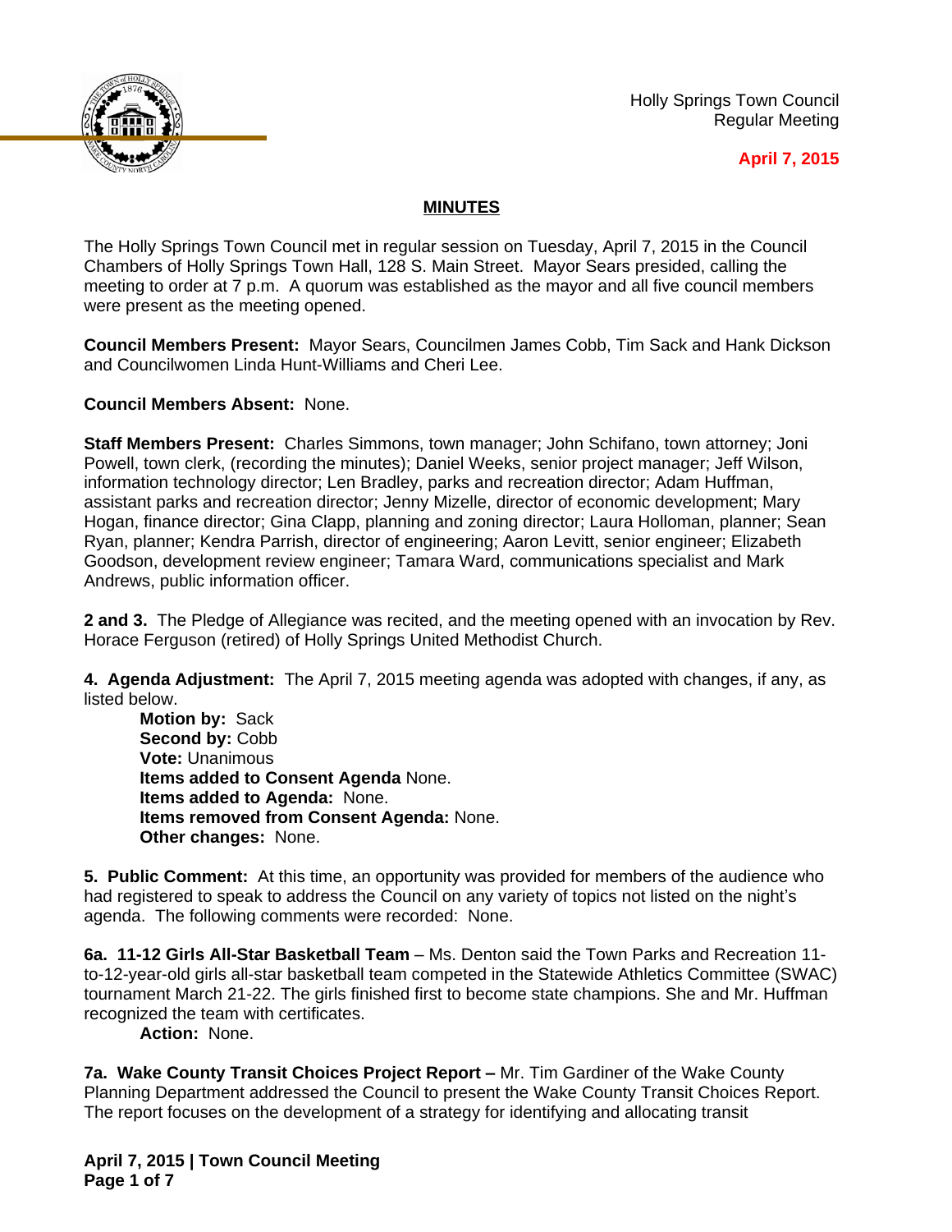Holly Springs Town Council
Regular Meeting

**April 7, 2015**

## MINUTES

The Holly Springs Town Council met in regular session on Tuesday, April 7, 2015 in the Council Chambers of Holly Springs Town Hall, 128 S. Main Street. Mayor Sears presided, calling the meeting to order at 7 p.m. A quorum was established as the mayor and all five council members were present as the meeting opened.

**Council Members Present:** Mayor Sears, Councilmen James Cobb, Tim Sack and Hank Dickson and Councilwomen Linda Hunt-Williams and Cheri Lee.

**Council Members Absent:** None.

**Staff Members Present:** Charles Simmons, town manager; John Schifano, town attorney; Joni Powell, town clerk, (recording the minutes); Daniel Weeks, senior project manager; Jeff Wilson, information technology director; Len Bradley, parks and recreation director; Adam Huffman, assistant parks and recreation director; Jenny Mizelle, director of economic development; Mary Hogan, finance director; Gina Clapp, planning and zoning director; Laura Holloman, planner; Sean Ryan, planner; Kendra Parrish, director of engineering; Aaron Levitt, senior engineer; Elizabeth Goodson, development review engineer; Tamara Ward, communications specialist and Mark Andrews, public information officer.

**2 and 3.** The Pledge of Allegiance was recited, and the meeting opened with an invocation by Rev. Horace Ferguson (retired) of Holly Springs United Methodist Church.

**4. Agenda Adjustment:** The April 7, 2015 meeting agenda was adopted with changes, if any, as listed below.

**Motion by:** Sack
**Second by:** Cobb
**Vote:** Unanimous
**Items added to Consent Agenda** None.
**Items added to Agenda:** None.
**Items removed from Consent Agenda:** None.
**Other changes:** None.

**5. Public Comment:** At this time, an opportunity was provided for members of the audience who had registered to speak to address the Council on any variety of topics not listed on the night's agenda. The following comments were recorded: None.

**6a. 11-12 Girls All-Star Basketball Team** – Ms. Denton said the Town Parks and Recreation 11-to-12-year-old girls all-star basketball team competed in the Statewide Athletics Committee (SWAC) tournament March 21-22. The girls finished first to become state champions. She and Mr. Huffman recognized the team with certificates.

**Action:** None.

**7a. Wake County Transit Choices Project Report –** Mr. Tim Gardiner of the Wake County Planning Department addressed the Council to present the Wake County Transit Choices Report. The report focuses on the development of a strategy for identifying and allocating transit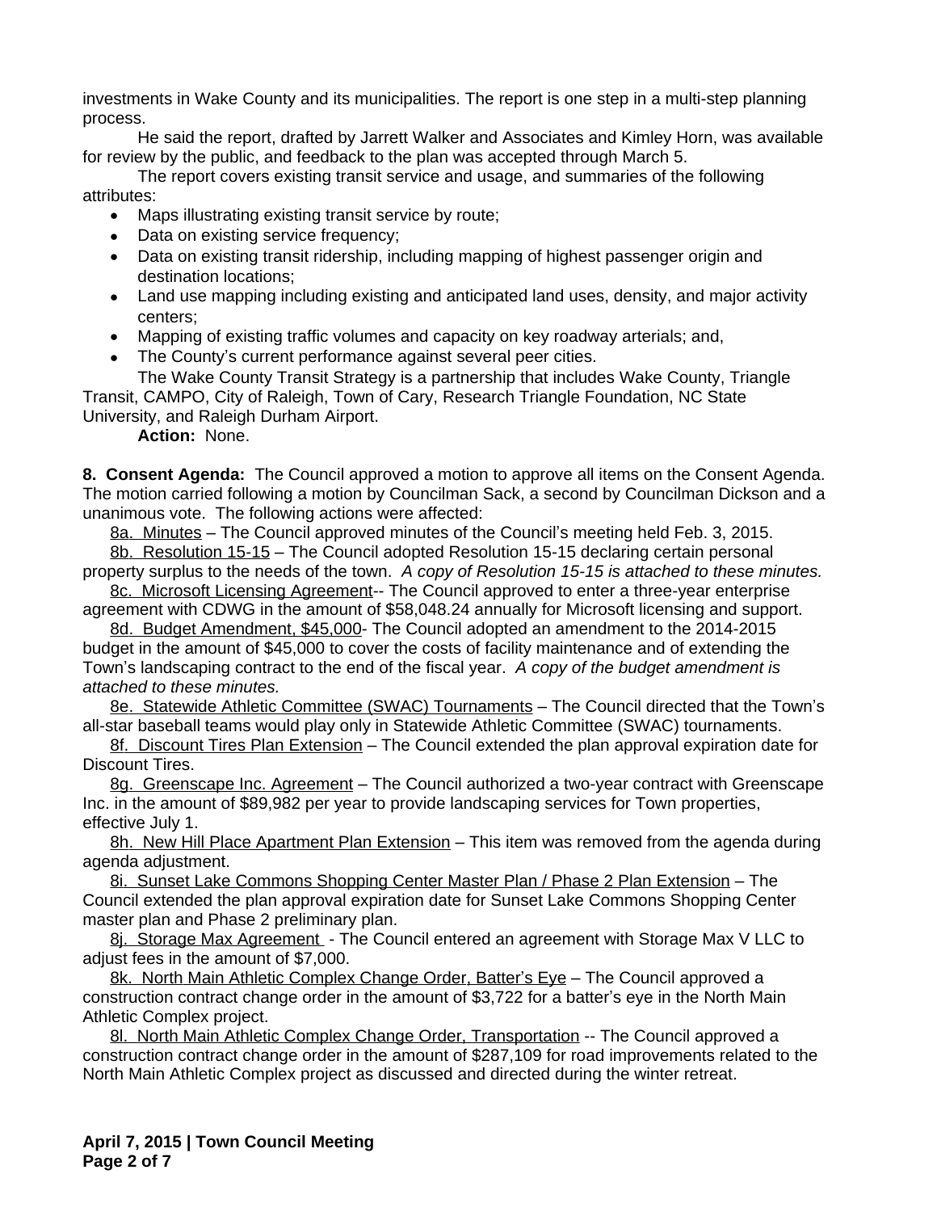investments in Wake County and its municipalities. The report is one step in a multi-step planning process.

He said the report, drafted by Jarrett Walker and Associates and Kimley Horn, was available for review by the public, and feedback to the plan was accepted through March 5.

The report covers existing transit service and usage, and summaries of the following attributes:

- Maps illustrating existing transit service by route;
- Data on existing service frequency;
- Data on existing transit ridership, including mapping of highest passenger origin and destination locations;
- Land use mapping including existing and anticipated land uses, density, and major activity centers;
- Mapping of existing traffic volumes and capacity on key roadway arterials; and,
- The County's current performance against several peer cities.

The Wake County Transit Strategy is a partnership that includes Wake County, Triangle Transit, CAMPO, City of Raleigh, Town of Cary, Research Triangle Foundation, NC State University, and Raleigh Durham Airport.

**Action:** None.

**8. Consent Agenda:** The Council approved a motion to approve all items on the Consent Agenda. The motion carried following a motion by Councilman Sack, a second by Councilman Dickson and a unanimous vote. The following actions were affected:

8a. Minutes – The Council approved minutes of the Council's meeting held Feb. 3, 2015.

8b. Resolution 15-15 – The Council adopted Resolution 15-15 declaring certain personal property surplus to the needs of the town. *A copy of Resolution 15-15 is attached to these minutes.*

8c. Microsoft Licensing Agreement-- The Council approved to enter a three-year enterprise agreement with CDWG in the amount of $58,048.24 annually for Microsoft licensing and support.

8d. Budget Amendment, $45,000- The Council adopted an amendment to the 2014-2015 budget in the amount of $45,000 to cover the costs of facility maintenance and of extending the Town's landscaping contract to the end of the fiscal year. *A copy of the budget amendment is attached to these minutes.*

8e. Statewide Athletic Committee (SWAC) Tournaments – The Council directed that the Town's all-star baseball teams would play only in Statewide Athletic Committee (SWAC) tournaments.

8f. Discount Tires Plan Extension – The Council extended the plan approval expiration date for Discount Tires.

8g. Greenscape Inc. Agreement – The Council authorized a two-year contract with Greenscape Inc. in the amount of $89,982 per year to provide landscaping services for Town properties, effective July 1.

8h. New Hill Place Apartment Plan Extension – This item was removed from the agenda during agenda adjustment.

8i. Sunset Lake Commons Shopping Center Master Plan / Phase 2 Plan Extension – The Council extended the plan approval expiration date for Sunset Lake Commons Shopping Center master plan and Phase 2 preliminary plan.

8j. Storage Max Agreement - The Council entered an agreement with Storage Max V LLC to adjust fees in the amount of $7,000.

8k. North Main Athletic Complex Change Order, Batter's Eye – The Council approved a construction contract change order in the amount of $3,722 for a batter's eye in the North Main Athletic Complex project.

8l. North Main Athletic Complex Change Order, Transportation -- The Council approved a construction contract change order in the amount of $287,109 for road improvements related to the North Main Athletic Complex project as discussed and directed during the winter retreat.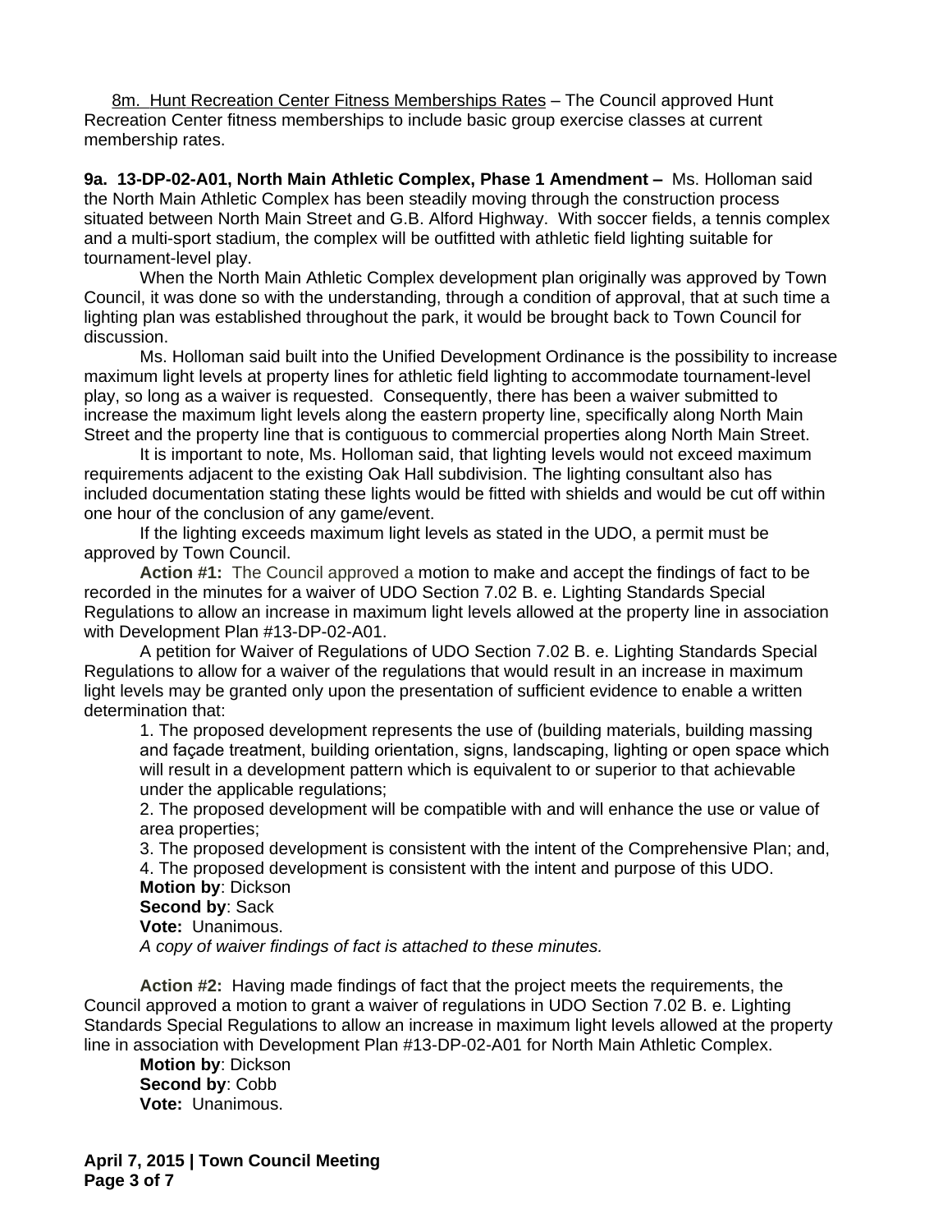8m. Hunt Recreation Center Fitness Memberships Rates – The Council approved Hunt Recreation Center fitness memberships to include basic group exercise classes at current membership rates.

**9a. 13-DP-02-A01, North Main Athletic Complex, Phase 1 Amendment –** Ms. Holloman said the North Main Athletic Complex has been steadily moving through the construction process situated between North Main Street and G.B. Alford Highway. With soccer fields, a tennis complex and a multi-sport stadium, the complex will be outfitted with athletic field lighting suitable for tournament-level play.

When the North Main Athletic Complex development plan originally was approved by Town Council, it was done so with the understanding, through a condition of approval, that at such time a lighting plan was established throughout the park, it would be brought back to Town Council for discussion.

Ms. Holloman said built into the Unified Development Ordinance is the possibility to increase maximum light levels at property lines for athletic field lighting to accommodate tournament-level play, so long as a waiver is requested. Consequently, there has been a waiver submitted to increase the maximum light levels along the eastern property line, specifically along North Main Street and the property line that is contiguous to commercial properties along North Main Street.

It is important to note, Ms. Holloman said, that lighting levels would not exceed maximum requirements adjacent to the existing Oak Hall subdivision. The lighting consultant also has included documentation stating these lights would be fitted with shields and would be cut off within one hour of the conclusion of any game/event.

If the lighting exceeds maximum light levels as stated in the UDO, a permit must be approved by Town Council.

**Action #1:** The Council approved a motion to make and accept the findings of fact to be recorded in the minutes for a waiver of UDO Section 7.02 B. e. Lighting Standards Special Regulations to allow an increase in maximum light levels allowed at the property line in association with Development Plan #13-DP-02-A01.

A petition for Waiver of Regulations of UDO Section 7.02 B. e. Lighting Standards Special Regulations to allow for a waiver of the regulations that would result in an increase in maximum light levels may be granted only upon the presentation of sufficient evidence to enable a written determination that:

1. The proposed development represents the use of (building materials, building massing and façade treatment, building orientation, signs, landscaping, lighting or open space which will result in a development pattern which is equivalent to or superior to that achievable under the applicable regulations;
2. The proposed development will be compatible with and will enhance the use or value of area properties;
3. The proposed development is consistent with the intent of the Comprehensive Plan; and,
4. The proposed development is consistent with the intent and purpose of this UDO.

**Motion by**: Dickson
**Second by**: Sack
**Vote:** Unanimous.
*A copy of waiver findings of fact is attached to these minutes.*

**Action #2:** Having made findings of fact that the project meets the requirements, the Council approved a motion to grant a waiver of regulations in UDO Section 7.02 B. e. Lighting Standards Special Regulations to allow an increase in maximum light levels allowed at the property line in association with Development Plan #13-DP-02-A01 for North Main Athletic Complex.

**Motion by**: Dickson
**Second by**: Cobb
**Vote:** Unanimous.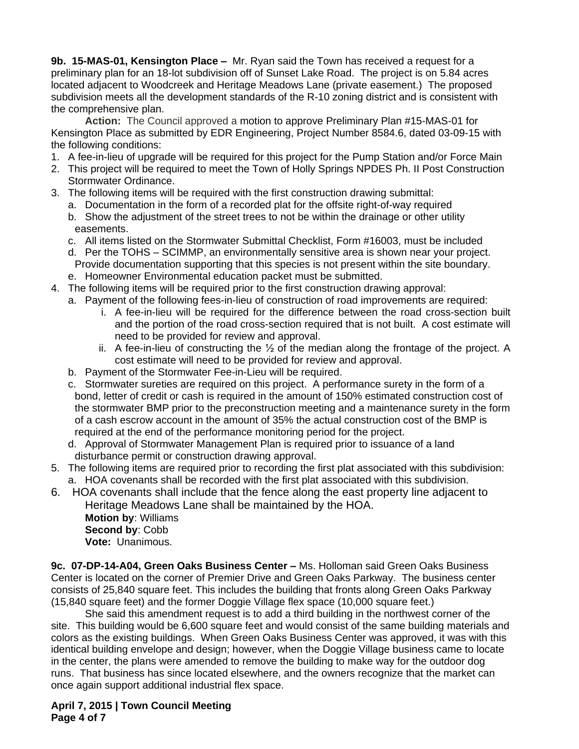**9b. 15-MAS-01, Kensington Place –** Mr. Ryan said the Town has received a request for a preliminary plan for an 18-lot subdivision off of Sunset Lake Road. The project is on 5.84 acres located adjacent to Woodcreek and Heritage Meadows Lane (private easement.) The proposed subdivision meets all the development standards of the R-10 zoning district and is consistent with the comprehensive plan.

**Action:** The Council approved a motion to approve Preliminary Plan #15-MAS-01 for Kensington Place as submitted by EDR Engineering, Project Number 8584.6, dated 03-09-15 with the following conditions:

1. A fee-in-lieu of upgrade will be required for this project for the Pump Station and/or Force Main
2. This project will be required to meet the Town of Holly Springs NPDES Ph. II Post Construction Stormwater Ordinance.
3. The following items will be required with the first construction drawing submittal:
   a. Documentation in the form of a recorded plat for the offsite right-of-way required
   b. Show the adjustment of the street trees to not be within the drainage or other utility easements.
   c. All items listed on the Stormwater Submittal Checklist, Form #16003, must be included
   d. Per the TOHS – SCIMMP, an environmentally sensitive area is shown near your project. Provide documentation supporting that this species is not present within the site boundary.
   e. Homeowner Environmental education packet must be submitted.
4. The following items will be required prior to the first construction drawing approval:
   a. Payment of the following fees-in-lieu of construction of road improvements are required:
      i. A fee-in-lieu will be required for the difference between the road cross-section built and the portion of the road cross-section required that is not built. A cost estimate will need to be provided for review and approval.
      ii. A fee-in-lieu of constructing the ½ of the median along the frontage of the project. A cost estimate will need to be provided for review and approval.
   b. Payment of the Stormwater Fee-in-Lieu will be required.
   c. Stormwater sureties are required on this project. A performance surety in the form of a bond, letter of credit or cash is required in the amount of 150% estimated construction cost of the stormwater BMP prior to the preconstruction meeting and a maintenance surety in the form of a cash escrow account in the amount of 35% the actual construction cost of the BMP is required at the end of the performance monitoring period for the project.
   d. Approval of Stormwater Management Plan is required prior to issuance of a land disturbance permit or construction drawing approval.
5. The following items are required prior to recording the first plat associated with this subdivision:
   a. HOA covenants shall be recorded with the first plat associated with this subdivision.
6. HOA covenants shall include that the fence along the east property line adjacent to Heritage Meadows Lane shall be maintained by the HOA.

**Motion by**: Williams
**Second by**: Cobb
**Vote:** Unanimous.

**9c. 07-DP-14-A04, Green Oaks Business Center –** Ms. Holloman said Green Oaks Business Center is located on the corner of Premier Drive and Green Oaks Parkway. The business center consists of 25,840 square feet. This includes the building that fronts along Green Oaks Parkway (15,840 square feet) and the former Doggie Village flex space (10,000 square feet.)

She said this amendment request is to add a third building in the northwest corner of the site. This building would be 6,600 square feet and would consist of the same building materials and colors as the existing buildings. When Green Oaks Business Center was approved, it was with this identical building envelope and design; however, when the Doggie Village business came to locate in the center, the plans were amended to remove the building to make way for the outdoor dog runs. That business has since located elsewhere, and the owners recognize that the market can once again support additional industrial flex space.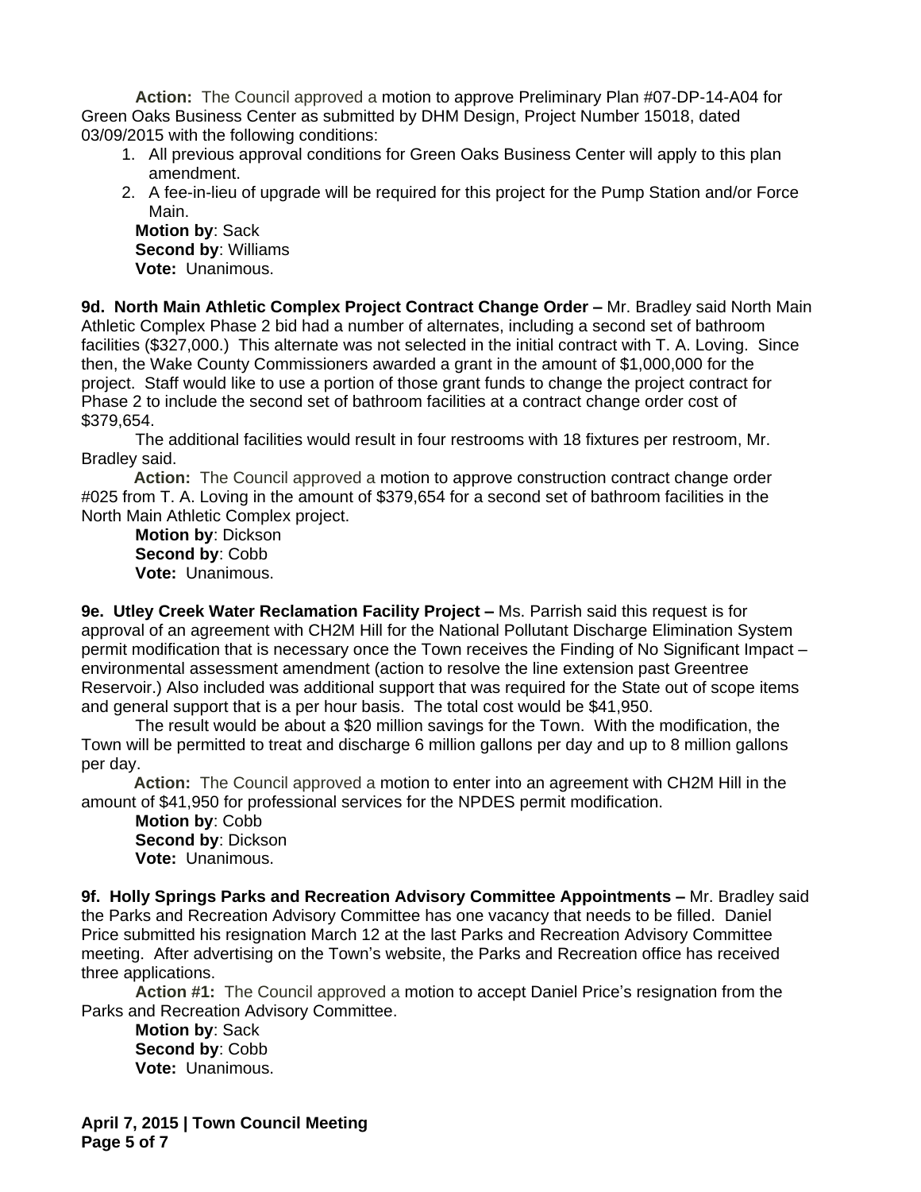**Action:** The Council approved a motion to approve Preliminary Plan #07-DP-14-A04 for Green Oaks Business Center as submitted by DHM Design, Project Number 15018, dated 03/09/2015 with the following conditions:

1. All previous approval conditions for Green Oaks Business Center will apply to this plan amendment.
2. A fee-in-lieu of upgrade will be required for this project for the Pump Station and/or Force Main.

**Motion by**: Sack
**Second by**: Williams
**Vote:** Unanimous.

**9d. North Main Athletic Complex Project Contract Change Order –** Mr. Bradley said North Main Athletic Complex Phase 2 bid had a number of alternates, including a second set of bathroom facilities ($327,000.) This alternate was not selected in the initial contract with T. A. Loving. Since then, the Wake County Commissioners awarded a grant in the amount of $1,000,000 for the project. Staff would like to use a portion of those grant funds to change the project contract for Phase 2 to include the second set of bathroom facilities at a contract change order cost of $379,654.

The additional facilities would result in four restrooms with 18 fixtures per restroom, Mr. Bradley said.

**Action:** The Council approved a motion to approve construction contract change order #025 from T. A. Loving in the amount of $379,654 for a second set of bathroom facilities in the North Main Athletic Complex project.

**Motion by**: Dickson
**Second by**: Cobb
**Vote:** Unanimous.

**9e. Utley Creek Water Reclamation Facility Project –** Ms. Parrish said this request is for approval of an agreement with CH2M Hill for the National Pollutant Discharge Elimination System permit modification that is necessary once the Town receives the Finding of No Significant Impact – environmental assessment amendment (action to resolve the line extension past Greentree Reservoir.) Also included was additional support that was required for the State out of scope items and general support that is a per hour basis. The total cost would be $41,950.

The result would be about a $20 million savings for the Town. With the modification, the Town will be permitted to treat and discharge 6 million gallons per day and up to 8 million gallons per day.

**Action:** The Council approved a motion to enter into an agreement with CH2M Hill in the amount of $41,950 for professional services for the NPDES permit modification.

**Motion by**: Cobb
**Second by**: Dickson
**Vote:** Unanimous.

**9f. Holly Springs Parks and Recreation Advisory Committee Appointments –** Mr. Bradley said the Parks and Recreation Advisory Committee has one vacancy that needs to be filled. Daniel Price submitted his resignation March 12 at the last Parks and Recreation Advisory Committee meeting. After advertising on the Town's website, the Parks and Recreation office has received three applications.

**Action #1:** The Council approved a motion to accept Daniel Price's resignation from the Parks and Recreation Advisory Committee.

**Motion by**: Sack
**Second by**: Cobb
**Vote:** Unanimous.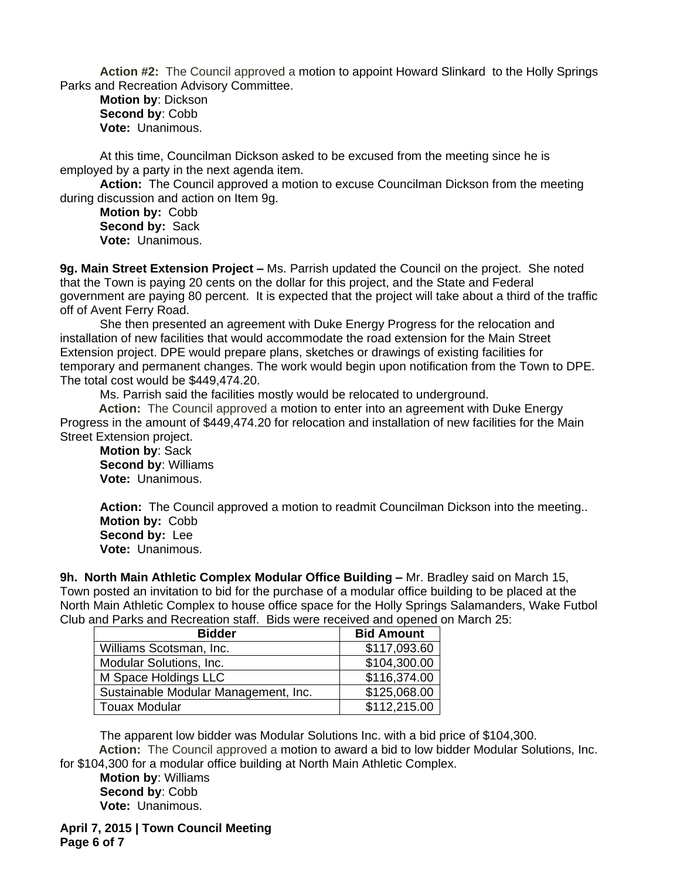**Action #2:** The Council approved a motion to appoint Howard Slinkard to the Holly Springs Parks and Recreation Advisory Committee.

**Motion by**: Dickson
**Second by**: Cobb
**Vote:** Unanimous.

At this time, Councilman Dickson asked to be excused from the meeting since he is employed by a party in the next agenda item.

**Action:** The Council approved a motion to excuse Councilman Dickson from the meeting during discussion and action on Item 9g.

**Motion by:** Cobb
**Second by:** Sack
**Vote:** Unanimous.

**9g. Main Street Extension Project –** Ms. Parrish updated the Council on the project. She noted that the Town is paying 20 cents on the dollar for this project, and the State and Federal government are paying 80 percent. It is expected that the project will take about a third of the traffic off of Avent Ferry Road.

She then presented an agreement with Duke Energy Progress for the relocation and installation of new facilities that would accommodate the road extension for the Main Street Extension project. DPE would prepare plans, sketches or drawings of existing facilities for temporary and permanent changes. The work would begin upon notification from the Town to DPE. The total cost would be $449,474.20.

Ms. Parrish said the facilities mostly would be relocated to underground.

**Action:** The Council approved a motion to enter into an agreement with Duke Energy Progress in the amount of $449,474.20 for relocation and installation of new facilities for the Main Street Extension project.

**Motion by**: Sack
**Second by**: Williams
**Vote:** Unanimous.

**Action:** The Council approved a motion to readmit Councilman Dickson into the meeting..

**Motion by:** Cobb
**Second by:** Lee
**Vote:** Unanimous.

**9h. North Main Athletic Complex Modular Office Building –** Mr. Bradley said on March 15, Town posted an invitation to bid for the purchase of a modular office building to be placed at the North Main Athletic Complex to house office space for the Holly Springs Salamanders, Wake Futbol Club and Parks and Recreation staff. Bids were received and opened on March 25:

| Bidder | Bid Amount |
|---|---|
| Williams Scotsman, Inc. | $117,093.60 |
| Modular Solutions, Inc. | $104,300.00 |
| M Space Holdings LLC | $116,374.00 |
| Sustainable Modular Management, Inc. | $125,068.00 |
| Touax Modular | $112,215.00 |

The apparent low bidder was Modular Solutions Inc. with a bid price of $104,300.

**Action:** The Council approved a motion to award a bid to low bidder Modular Solutions, Inc. for $104,300 for a modular office building at North Main Athletic Complex.

**Motion by**: Williams
**Second by**: Cobb
**Vote:** Unanimous.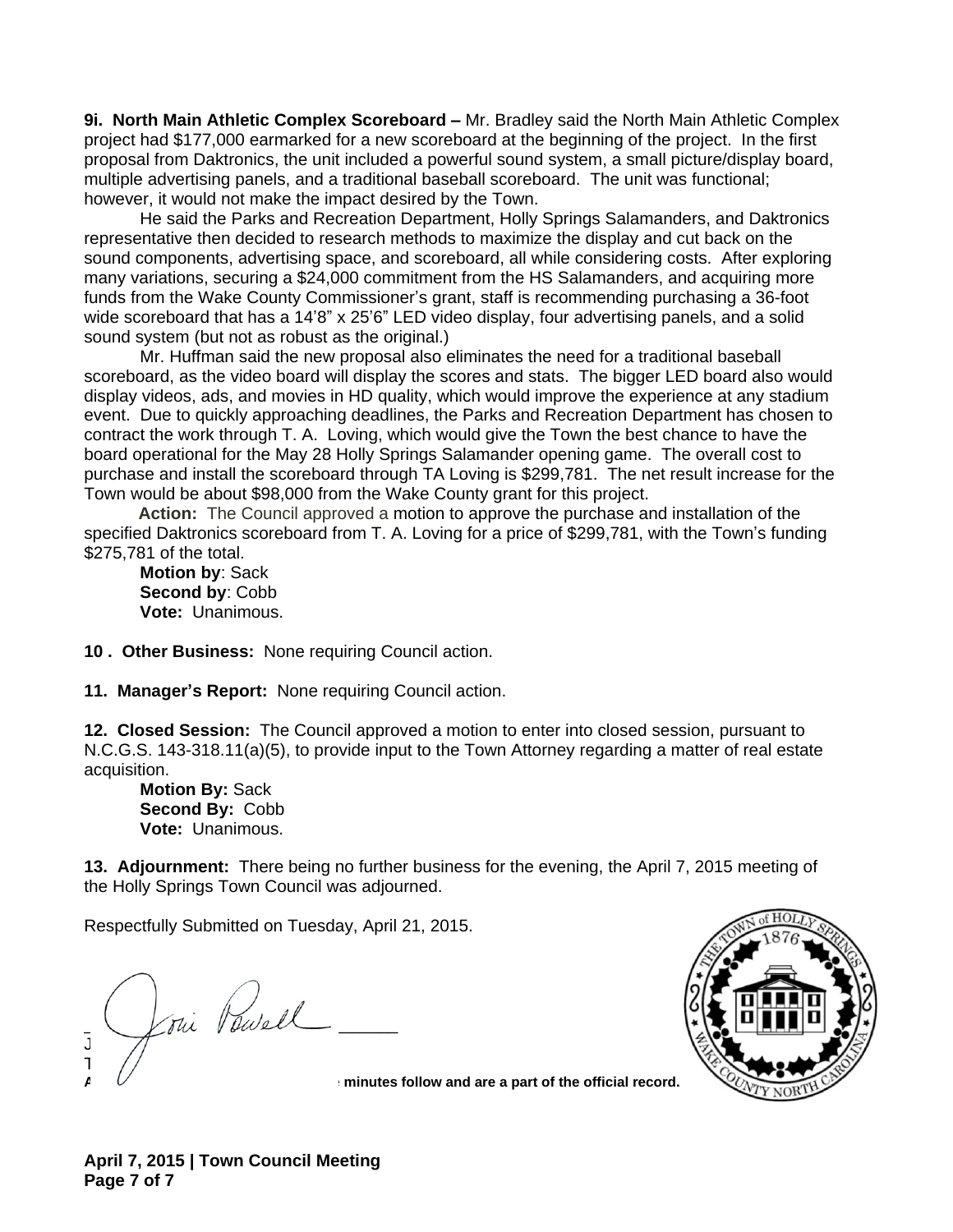**9i. North Main Athletic Complex Scoreboard –** Mr. Bradley said the North Main Athletic Complex project had $177,000 earmarked for a new scoreboard at the beginning of the project. In the first proposal from Daktronics, the unit included a powerful sound system, a small picture/display board, multiple advertising panels, and a traditional baseball scoreboard. The unit was functional; however, it would not make the impact desired by the Town.

He said the Parks and Recreation Department, Holly Springs Salamanders, and Daktronics representative then decided to research methods to maximize the display and cut back on the sound components, advertising space, and scoreboard, all while considering costs. After exploring many variations, securing a $24,000 commitment from the HS Salamanders, and acquiring more funds from the Wake County Commissioner's grant, staff is recommending purchasing a 36-foot wide scoreboard that has a 14'8" x 25'6" LED video display, four advertising panels, and a solid sound system (but not as robust as the original.)

Mr. Huffman said the new proposal also eliminates the need for a traditional baseball scoreboard, as the video board will display the scores and stats. The bigger LED board also would display videos, ads, and movies in HD quality, which would improve the experience at any stadium event. Due to quickly approaching deadlines, the Parks and Recreation Department has chosen to contract the work through T. A. Loving, which would give the Town the best chance to have the board operational for the May 28 Holly Springs Salamander opening game. The overall cost to purchase and install the scoreboard through TA Loving is $299,781. The net result increase for the Town would be about $98,000 from the Wake County grant for this project.

**Action:** The Council approved a motion to approve the purchase and installation of the specified Daktronics scoreboard from T. A. Loving for a price of $299,781, with the Town's funding $275,781 of the total.

**Motion by**: Sack
**Second by**: Cobb
**Vote:** Unanimous.

**10 . Other Business:** None requiring Council action.

**11. Manager's Report:** None requiring Council action.

**12. Closed Session:** The Council approved a motion to enter into closed session, pursuant to N.C.G.S. 143-318.11(a)(5), to provide input to the Town Attorney regarding a matter of real estate acquisition.

**Motion By:** Sack
**Second By:** Cobb
**Vote:** Unanimous.

**13. Adjournment:** There being no further business for the evening, the April 7, 2015 meeting of the Holly Springs Town Council was adjourned.

Respectfully Submitted on Tuesday, April 21, 2015.

Joni Powell

J
T
**A minutes follow and are a part of the official record.**